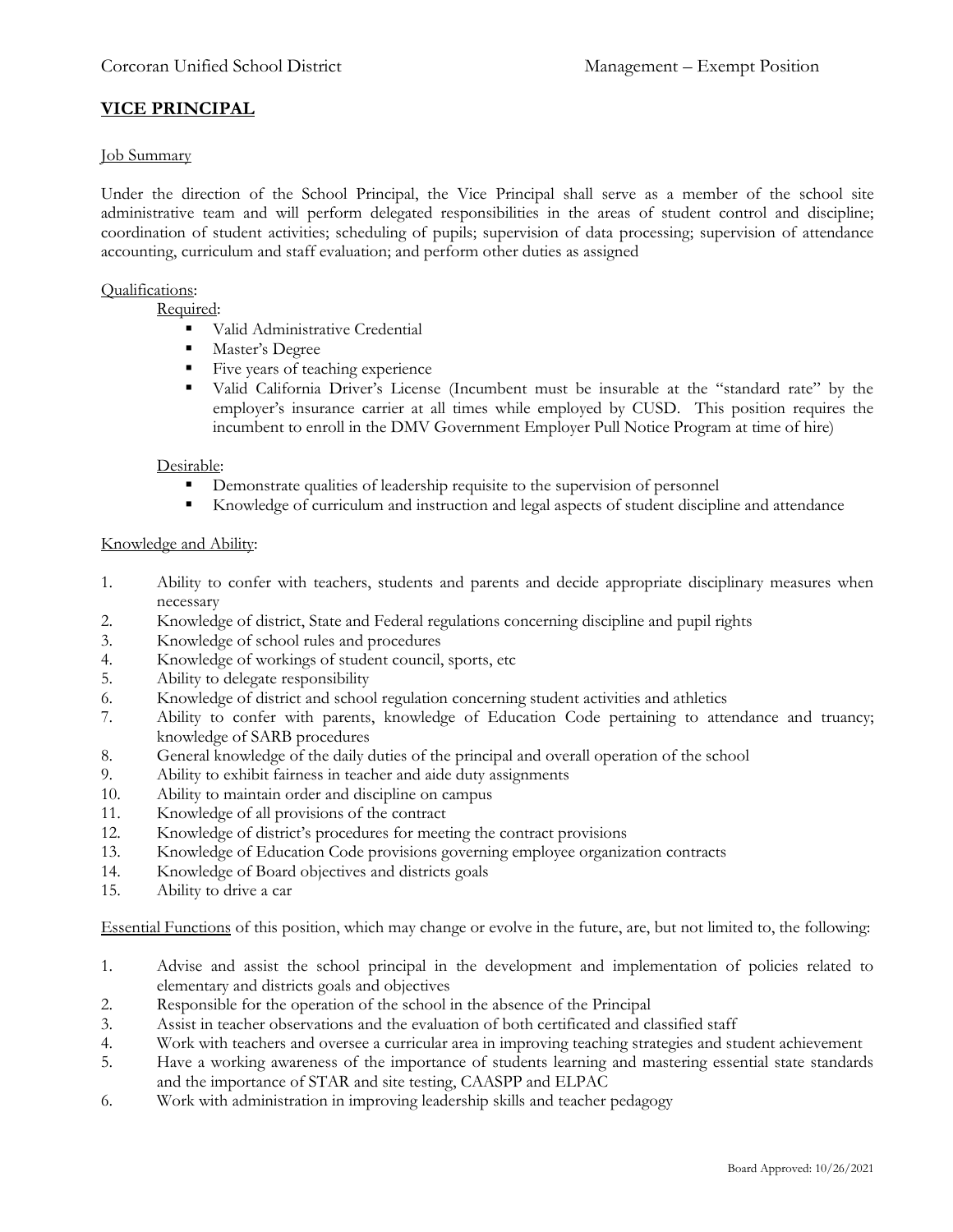Corcoran Unified School District — Management – Exempt Position

# VICE PRINCIPAL

## Job Summary

Under the direction of the School Principal, the Vice Principal shall serve as a member of the school site administrative team and will perform delegated responsibilities in the areas of student control and discipline; coordination of student activities; scheduling of pupils; supervision of data processing; supervision of attendance accounting, curriculum and staff evaluation; and perform other duties as assigned

## Qualifications:

### Required:

- Valid Administrative Credential
- Master's Degree
- Five years of teaching experience
- Valid California Driver's License (Incumbent must be insurable at the "standard rate" by the employer's insurance carrier at all times while employed by CUSD. This position requires the incumbent to enroll in the DMV Government Employer Pull Notice Program at time of hire)

### Desirable:

- Demonstrate qualities of leadership requisite to the supervision of personnel
- Knowledge of curriculum and instruction and legal aspects of student discipline and attendance

## Knowledge and Ability:

1. Ability to confer with teachers, students and parents and decide appropriate disciplinary measures when necessary
2. Knowledge of district, State and Federal regulations concerning discipline and pupil rights
3. Knowledge of school rules and procedures
4. Knowledge of workings of student council, sports, etc
5. Ability to delegate responsibility
6. Knowledge of district and school regulation concerning student activities and athletics
7. Ability to confer with parents, knowledge of Education Code pertaining to attendance and truancy; knowledge of SARB procedures
8. General knowledge of the daily duties of the principal and overall operation of the school
9. Ability to exhibit fairness in teacher and aide duty assignments
10. Ability to maintain order and discipline on campus
11. Knowledge of all provisions of the contract
12. Knowledge of district's procedures for meeting the contract provisions
13. Knowledge of Education Code provisions governing employee organization contracts
14. Knowledge of Board objectives and districts goals
15. Ability to drive a car

Essential Functions of this position, which may change or evolve in the future, are, but not limited to, the following:

1. Advise and assist the school principal in the development and implementation of policies related to elementary and districts goals and objectives
2. Responsible for the operation of the school in the absence of the Principal
3. Assist in teacher observations and the evaluation of both certificated and classified staff
4. Work with teachers and oversee a curricular area in improving teaching strategies and student achievement
5. Have a working awareness of the importance of students learning and mastering essential state standards and the importance of STAR and site testing, CAASPP and ELPAC
6. Work with administration in improving leadership skills and teacher pedagogy

Board Approved: 10/26/2021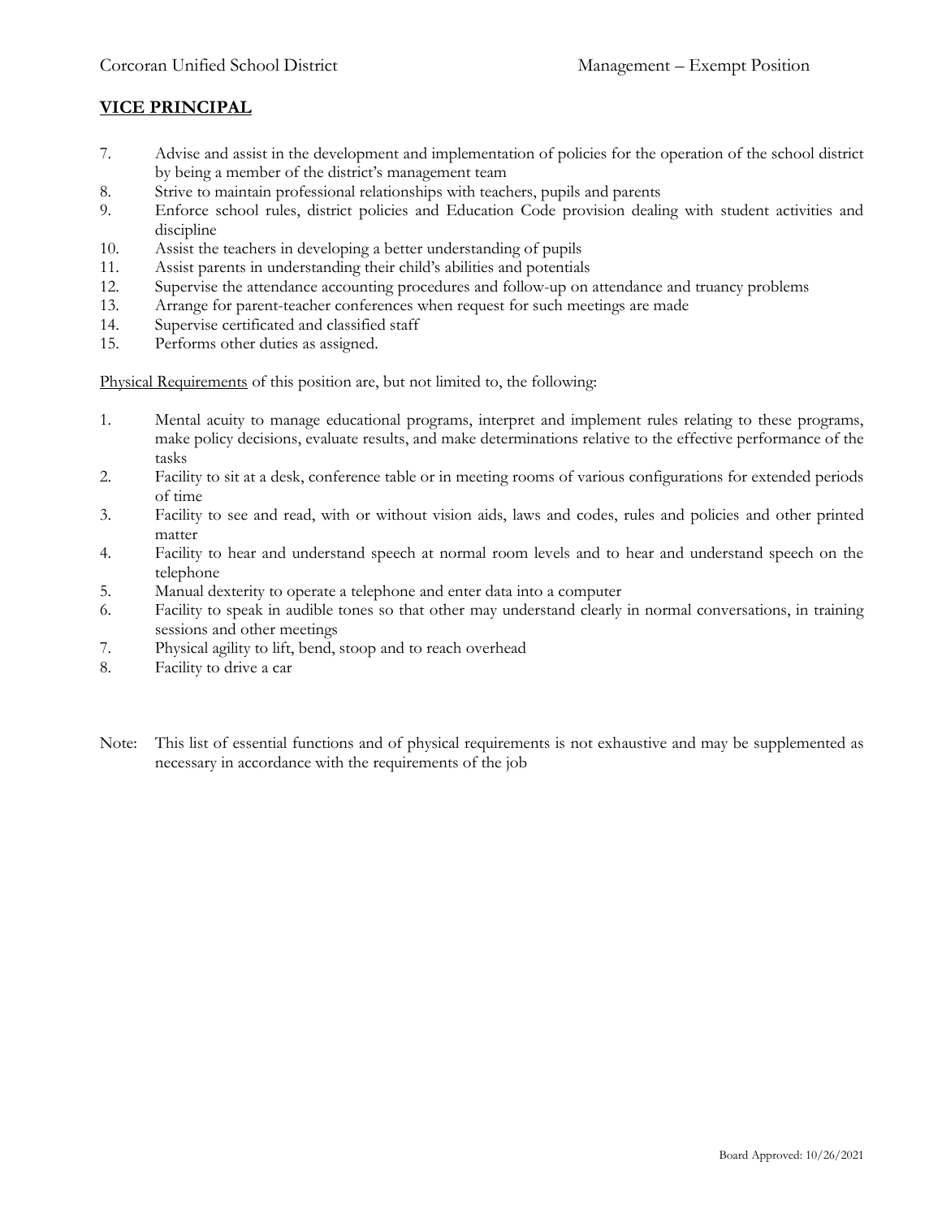**VICE PRINCIPAL**

7. Advise and assist in the development and implementation of policies for the operation of the school district by being a member of the district's management team
8. Strive to maintain professional relationships with teachers, pupils and parents
9. Enforce school rules, district policies and Education Code provision dealing with student activities and discipline
10. Assist the teachers in developing a better understanding of pupils
11. Assist parents in understanding their child's abilities and potentials
12. Supervise the attendance accounting procedures and follow-up on attendance and truancy problems
13. Arrange for parent-teacher conferences when request for such meetings are made
14. Supervise certificated and classified staff
15. Performs other duties as assigned.

Physical Requirements of this position are, but not limited to, the following:

1. Mental acuity to manage educational programs, interpret and implement rules relating to these programs, make policy decisions, evaluate results, and make determinations relative to the effective performance of the tasks
2. Facility to sit at a desk, conference table or in meeting rooms of various configurations for extended periods of time
3. Facility to see and read, with or without vision aids, laws and codes, rules and policies and other printed matter
4. Facility to hear and understand speech at normal room levels and to hear and understand speech on the telephone
5. Manual dexterity to operate a telephone and enter data into a computer
6. Facility to speak in audible tones so that other may understand clearly in normal conversations, in training sessions and other meetings
7. Physical agility to lift, bend, stoop and to reach overhead
8. Facility to drive a car

Note: This list of essential functions and of physical requirements is not exhaustive and may be supplemented as necessary in accordance with the requirements of the job

Board Approved: 10/26/2021